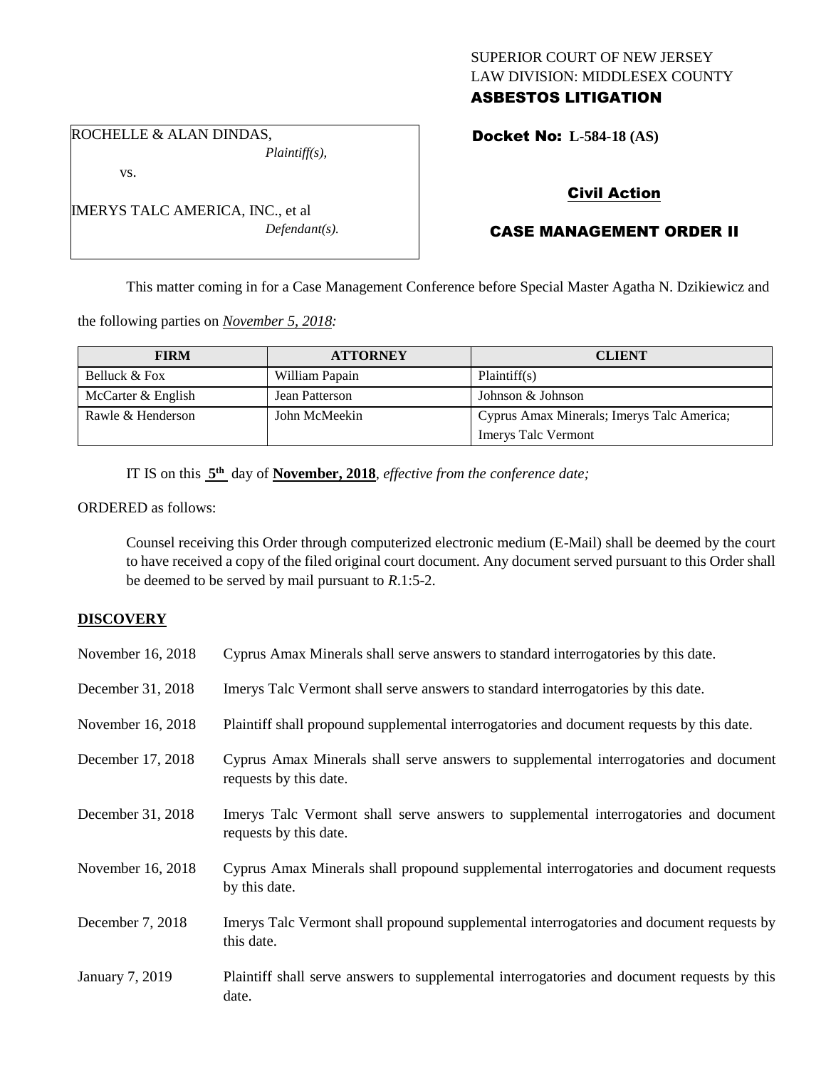SUPERIOR COURT OF NEW JERSEY
LAW DIVISION: MIDDLESEX COUNTY
**ASBESTOS LITIGATION**

ROCHELLE & ALAN DINDAS,
*Plaintiff(s),*
vs.
IMERYS TALC AMERICA, INC., et al
*Defendant(s).*

**Docket No: L-584-18 (AS)**

**Civil Action**

**CASE MANAGEMENT ORDER II**

This matter coming in for a Case Management Conference before Special Master Agatha N. Dzikiewicz and the following parties on *November 5, 2018:*

| FIRM | ATTORNEY | CLIENT |
|---|---|---|
| Belluck & Fox | William Papain | Plaintiff(s) |
| McCarter & English | Jean Patterson | Johnson & Johnson |
| Rawle & Henderson | John McMeekin | Cyprus Amax Minerals; Imerys Talc America; Imerys Talc Vermont |

IT IS on this **5th** day of **November, 2018**, *effective from the conference date;*

ORDERED as follows:

Counsel receiving this Order through computerized electronic medium (E-Mail) shall be deemed by the court to have received a copy of the filed original court document. Any document served pursuant to this Order shall be deemed to be served by mail pursuant to *R*.1:5-2.

**DISCOVERY**

| | |
|---|---|
| November 16, 2018 | Cyprus Amax Minerals shall serve answers to standard interrogatories by this date. |
| December 31, 2018 | Imerys Talc Vermont shall serve answers to standard interrogatories by this date. |
| November 16, 2018 | Plaintiff shall propound supplemental interrogatories and document requests by this date. |
| December 17, 2018 | Cyprus Amax Minerals shall serve answers to supplemental interrogatories and document requests by this date. |
| December 31, 2018 | Imerys Talc Vermont shall serve answers to supplemental interrogatories and document requests by this date. |
| November 16, 2018 | Cyprus Amax Minerals shall propound supplemental interrogatories and document requests by this date. |
| December 7, 2018 | Imerys Talc Vermont shall propound supplemental interrogatories and document requests by this date. |
| January 7, 2019 | Plaintiff shall serve answers to supplemental interrogatories and document requests by this date. |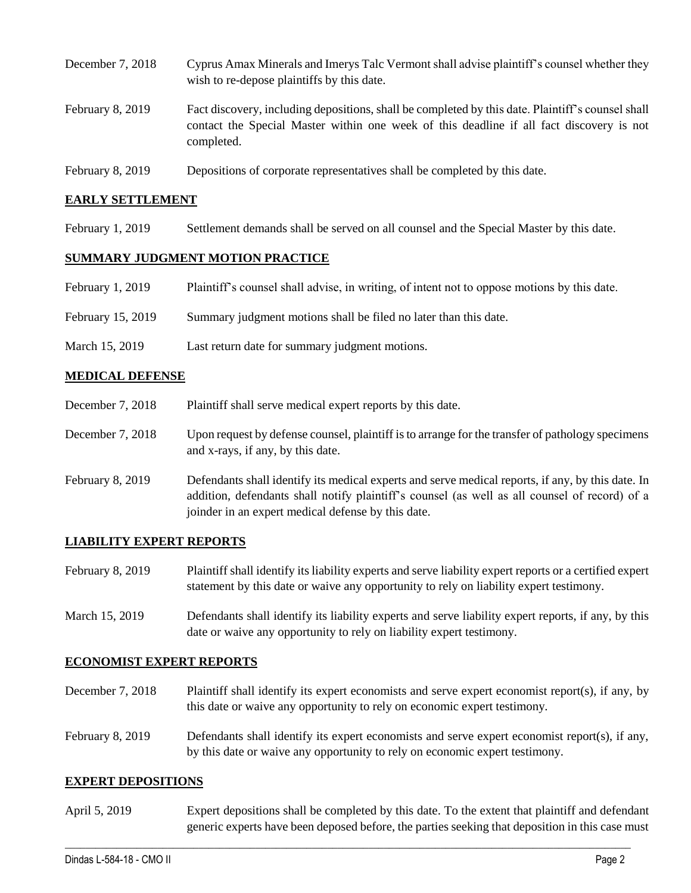| | |
|---|---|
| December 7, 2018 | Cyprus Amax Minerals and Imerys Talc Vermont shall advise plaintiff's counsel whether they wish to re-depose plaintiffs by this date. |
| February 8, 2019 | Fact discovery, including depositions, shall be completed by this date. Plaintiff's counsel shall contact the Special Master within one week of this deadline if all fact discovery is not completed. |
| February 8, 2019 | Depositions of corporate representatives shall be completed by this date. |

## EARLY SETTLEMENT

| | |
|---|---|
| February 1, 2019 | Settlement demands shall be served on all counsel and the Special Master by this date. |

## SUMMARY JUDGMENT MOTION PRACTICE

| | |
|---|---|
| February 1, 2019 | Plaintiff's counsel shall advise, in writing, of intent not to oppose motions by this date. |
| February 15, 2019 | Summary judgment motions shall be filed no later than this date. |
| March 15, 2019 | Last return date for summary judgment motions. |

## MEDICAL DEFENSE

| | |
|---|---|
| December 7, 2018 | Plaintiff shall serve medical expert reports by this date. |
| December 7, 2018 | Upon request by defense counsel, plaintiff is to arrange for the transfer of pathology specimens and x-rays, if any, by this date. |
| February 8, 2019 | Defendants shall identify its medical experts and serve medical reports, if any, by this date. In addition, defendants shall notify plaintiff's counsel (as well as all counsel of record) of a joinder in an expert medical defense by this date. |

## LIABILITY EXPERT REPORTS

| | |
|---|---|
| February 8, 2019 | Plaintiff shall identify its liability experts and serve liability expert reports or a certified expert statement by this date or waive any opportunity to rely on liability expert testimony. |
| March 15, 2019 | Defendants shall identify its liability experts and serve liability expert reports, if any, by this date or waive any opportunity to rely on liability expert testimony. |

## ECONOMIST EXPERT REPORTS

| | |
|---|---|
| December 7, 2018 | Plaintiff shall identify its expert economists and serve expert economist report(s), if any, by this date or waive any opportunity to rely on economic expert testimony. |
| February 8, 2019 | Defendants shall identify its expert economists and serve expert economist report(s), if any, by this date or waive any opportunity to rely on economic expert testimony. |

## EXPERT DEPOSITIONS

| | |
|---|---|
| April 5, 2019 | Expert depositions shall be completed by this date. To the extent that plaintiff and defendant generic experts have been deposed before, the parties seeking that deposition in this case must |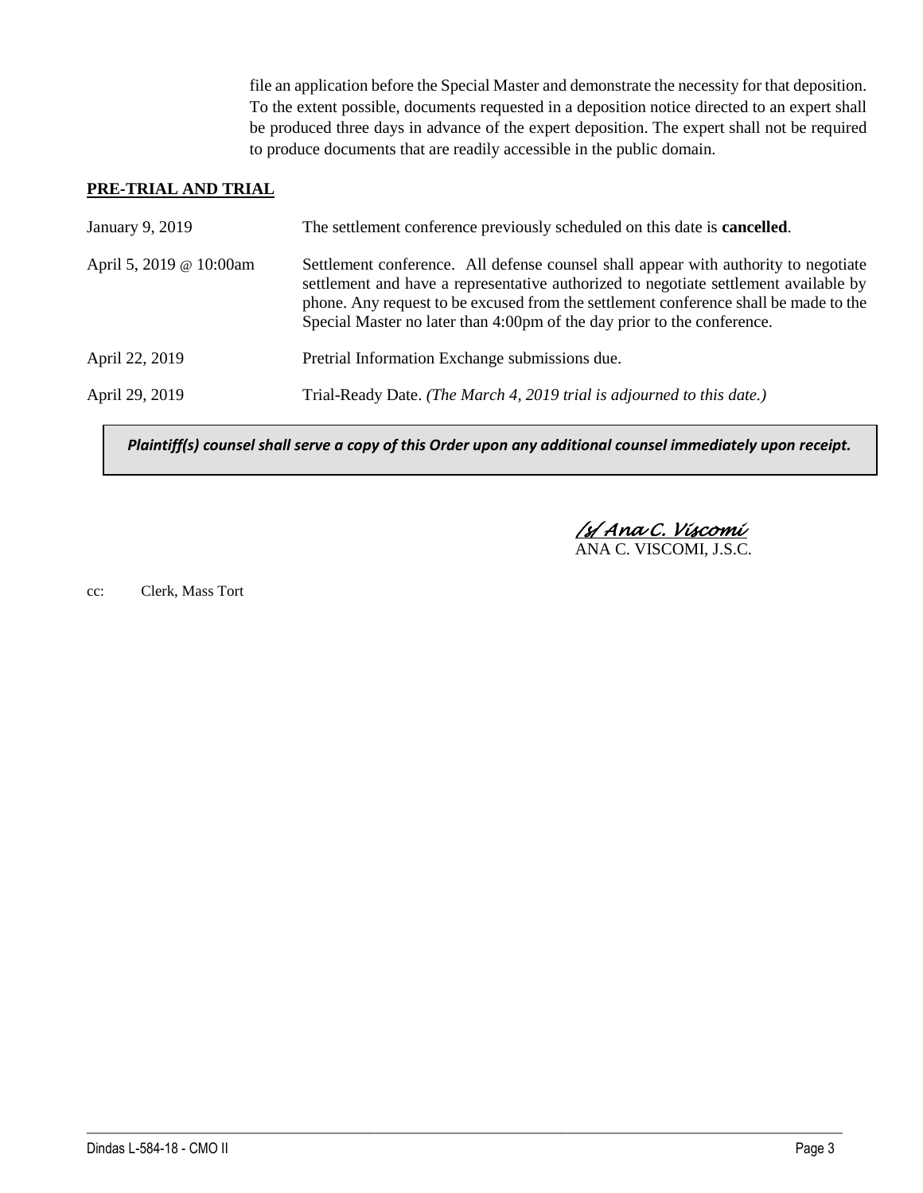file an application before the Special Master and demonstrate the necessity for that deposition. To the extent possible, documents requested in a deposition notice directed to an expert shall be produced three days in advance of the expert deposition. The expert shall not be required to produce documents that are readily accessible in the public domain.

**PRE-TRIAL AND TRIAL**

| | |
|---|---|
| January 9, 2019 | The settlement conference previously scheduled on this date is **cancelled**. |
| April 5, 2019 @ 10:00am | Settlement conference. All defense counsel shall appear with authority to negotiate settlement and have a representative authorized to negotiate settlement available by phone. Any request to be excused from the settlement conference shall be made to the Special Master no later than 4:00pm of the day prior to the conference. |
| April 22, 2019 | Pretrial Information Exchange submissions due. |
| April 29, 2019 | Trial-Ready Date. *(The March 4, 2019 trial is adjourned to this date.)* |

***Plaintiff(s) counsel shall serve a copy of this Order upon any additional counsel immediately upon receipt.***

/s/ Ana C. Viscomi
ANA C. VISCOMI, J.S.C.

cc: Clerk, Mass Tort